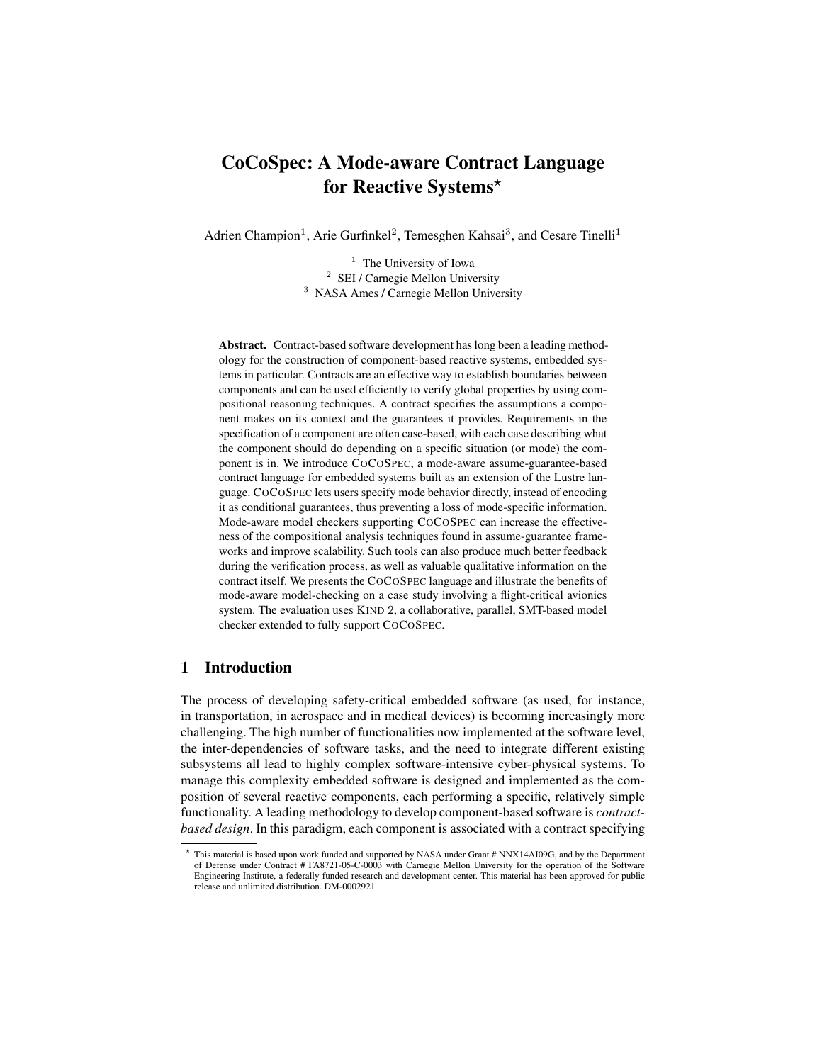# CoCoSpec: A Mode-aware Contract Language for Reactive Systems*

Adrien Champion[1], Arie Gurfinkel[2], Temesghen Kahsai[3], and Cesare Tinelli[1]

[1] The University of Iowa
[2] SEI / Carnegie Mellon University
[3] NASA Ames / Carnegie Mellon University

**Abstract.** Contract-based software development has long been a leading methodology for the construction of component-based reactive systems, embedded systems in particular. Contracts are an effective way to establish boundaries between components and can be used efficiently to verify global properties by using compositional reasoning techniques. A contract specifies the assumptions a component makes on its context and the guarantees it provides. Requirements in the specification of a component are often case-based, with each case describing what the component should do depending on a specific situation (or mode) the component is in. We introduce COCOSPEC, a mode-aware assume-guarantee-based contract language for embedded systems built as an extension of the Lustre language. COCOSPEC lets users specify mode behavior directly, instead of encoding it as conditional guarantees, thus preventing a loss of mode-specific information. Mode-aware model checkers supporting COCOSPEC can increase the effectiveness of the compositional analysis techniques found in assume-guarantee frameworks and improve scalability. Such tools can also produce much better feedback during the verification process, as well as valuable qualitative information on the contract itself. We presents the COCOSPEC language and illustrate the benefits of mode-aware model-checking on a case study involving a flight-critical avionics system. The evaluation uses KIND 2, a collaborative, parallel, SMT-based model checker extended to fully support COCOSPEC.

## 1 Introduction

The process of developing safety-critical embedded software (as used, for instance, in transportation, in aerospace and in medical devices) is becoming increasingly more challenging. The high number of functionalities now implemented at the software level, the inter-dependencies of software tasks, and the need to integrate different existing subsystems all lead to highly complex software-intensive cyber-physical systems. To manage this complexity embedded software is designed and implemented as the composition of several reactive components, each performing a specific, relatively simple functionality. A leading methodology to develop component-based software is *contract-based design*. In this paradigm, each component is associated with a contract specifying

---

* This material is based upon work funded and supported by NASA under Grant # NNX14AI09G, and by the Department of Defense under Contract # FA8721-05-C-0003 with Carnegie Mellon University for the operation of the Software Engineering Institute, a federally funded research and development center. This material has been approved for public release and unlimited distribution. DM-0002921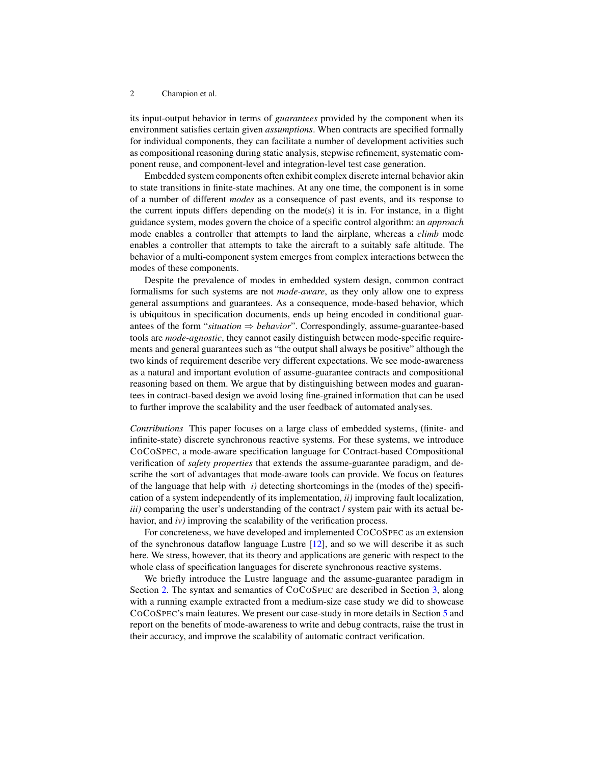its input-output behavior in terms of *guarantees* provided by the component when its environment satisfies certain given *assumptions*. When contracts are specified formally for individual components, they can facilitate a number of development activities such as compositional reasoning during static analysis, stepwise refinement, systematic component reuse, and component-level and integration-level test case generation.

Embedded system components often exhibit complex discrete internal behavior akin to state transitions in finite-state machines. At any one time, the component is in some of a number of different *modes* as a consequence of past events, and its response to the current inputs differs depending on the mode(s) it is in. For instance, in a flight guidance system, modes govern the choice of a specific control algorithm: an *approach* mode enables a controller that attempts to land the airplane, whereas a *climb* mode enables a controller that attempts to take the aircraft to a suitably safe altitude. The behavior of a multi-component system emerges from complex interactions between the modes of these components.

Despite the prevalence of modes in embedded system design, common contract formalisms for such systems are not *mode-aware*, as they only allow one to express general assumptions and guarantees. As a consequence, mode-based behavior, which is ubiquitous in specification documents, ends up being encoded in conditional guarantees of the form "*situation* $\Rightarrow$ *behavior*". Correspondingly, assume-guarantee-based tools are *mode-agnostic*, they cannot easily distinguish between mode-specific requirements and general guarantees such as "the output shall always be positive" although the two kinds of requirement describe very different expectations. We see mode-awareness as a natural and important evolution of assume-guarantee contracts and compositional reasoning based on them. We argue that by distinguishing between modes and guarantees in contract-based design we avoid losing fine-grained information that can be used to further improve the scalability and the user feedback of automated analyses.

*Contributions* This paper focuses on a large class of embedded systems, (finite- and infinite-state) discrete synchronous reactive systems. For these systems, we introduce CoCoSpec, a mode-aware specification language for COntract-based COmpositional verification of *safety properties* that extends the assume-guarantee paradigm, and describe the sort of advantages that mode-aware tools can provide. We focus on features of the language that help with *i)* detecting shortcomings in the (modes of the) specification of a system independently of its implementation, *ii)* improving fault localization, *iii)* comparing the user's understanding of the contract / system pair with its actual behavior, and *iv)* improving the scalability of the verification process.

For concreteness, we have developed and implemented CoCoSpec as an extension of the synchronous dataflow language Lustre [12], and so we will describe it as such here. We stress, however, that its theory and applications are generic with respect to the whole class of specification languages for discrete synchronous reactive systems.

We briefly introduce the Lustre language and the assume-guarantee paradigm in Section 2. The syntax and semantics of CoCoSpec are described in Section 3, along with a running example extracted from a medium-size case study we did to showcase CoCoSpec's main features. We present our case-study in more details in Section 5 and report on the benefits of mode-awareness to write and debug contracts, raise the trust in their accuracy, and improve the scalability of automatic contract verification.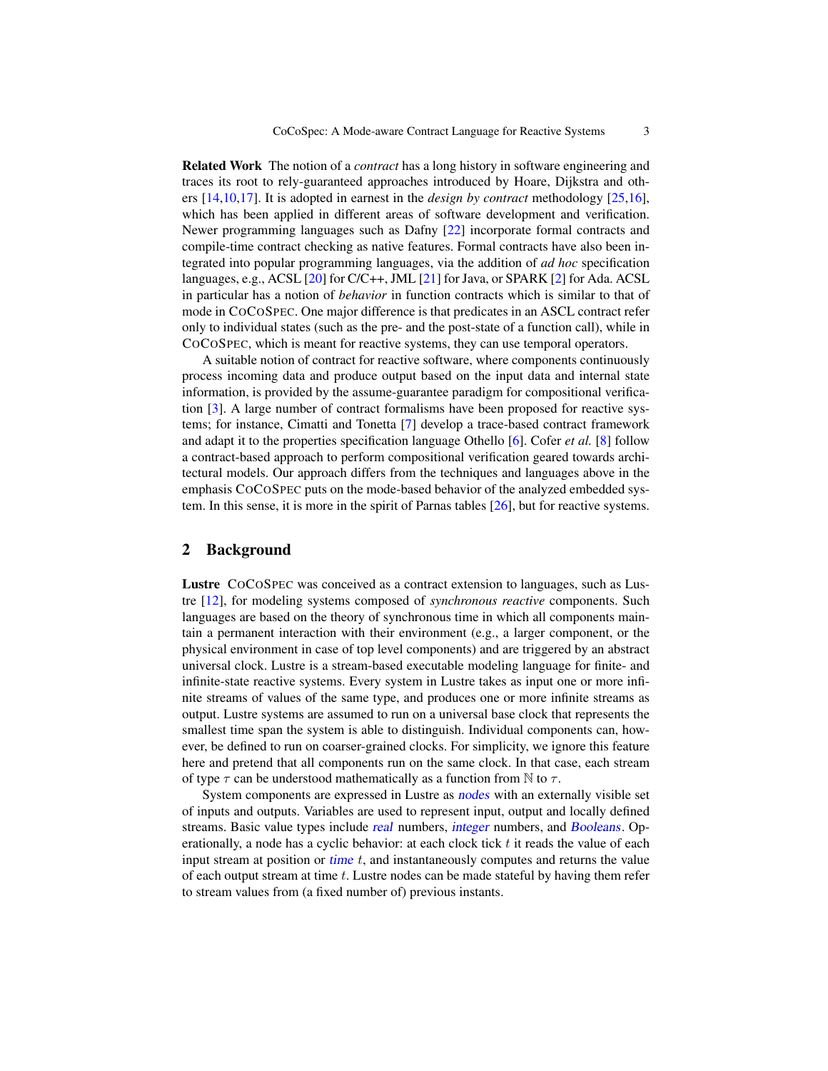**Related Work** The notion of a *contract* has a long history in software engineering and traces its root to rely-guaranteed approaches introduced by Hoare, Dijkstra and others [14,10,17]. It is adopted in earnest in the *design by contract* methodology [25,16], which has been applied in different areas of software development and verification. Newer programming languages such as Dafny [22] incorporate formal contracts and compile-time contract checking as native features. Formal contracts have also been integrated into popular programming languages, via the addition of *ad hoc* specification languages, e.g., ACSL [20] for C/C++, JML [21] for Java, or SPARK [2] for Ada. ACSL in particular has a notion of *behavior* in function contracts which is similar to that of mode in CoCoSpec. One major difference is that predicates in an ASCL contract refer only to individual states (such as the pre- and the post-state of a function call), while in CoCoSpec, which is meant for reactive systems, they can use temporal operators.

A suitable notion of contract for reactive software, where components continuously process incoming data and produce output based on the input data and internal state information, is provided by the assume-guarantee paradigm for compositional verification [3]. A large number of contract formalisms have been proposed for reactive systems; for instance, Cimatti and Tonetta [7] develop a trace-based contract framework and adapt it to the properties specification language Othello [6]. Cofer *et al.* [8] follow a contract-based approach to perform compositional verification geared towards architectural models. Our approach differs from the techniques and languages above in the emphasis CoCoSpec puts on the mode-based behavior of the analyzed embedded system. In this sense, it is more in the spirit of Parnas tables [26], but for reactive systems.

## 2 Background

**Lustre** CoCoSpec was conceived as a contract extension to languages, such as Lustre [12], for modeling systems composed of *synchronous reactive* components. Such languages are based on the theory of synchronous time in which all components maintain a permanent interaction with their environment (e.g., a larger component, or the physical environment in case of top level components) and are triggered by an abstract universal clock. Lustre is a stream-based executable modeling language for finite- and infinite-state reactive systems. Every system in Lustre takes as input one or more infinite streams of values of the same type, and produces one or more infinite streams as output. Lustre systems are assumed to run on a universal base clock that represents the smallest time span the system is able to distinguish. Individual components can, however, be defined to run on coarser-grained clocks. For simplicity, we ignore this feature here and pretend that all components run on the same clock. In that case, each stream of type $\tau$ can be understood mathematically as a function from $\mathbb{N}$ to $\tau$.

System components are expressed in Lustre as *nodes* with an externally visible set of inputs and outputs. Variables are used to represent input, output and locally defined streams. Basic value types include *real* numbers, *integer* numbers, and *Booleans*. Operationally, a node has a cyclic behavior: at each clock tick $t$ it reads the value of each input stream at position or *time* $t$, and instantaneously computes and returns the value of each output stream at time $t$. Lustre nodes can be made stateful by having them refer to stream values from (a fixed number of) previous instants.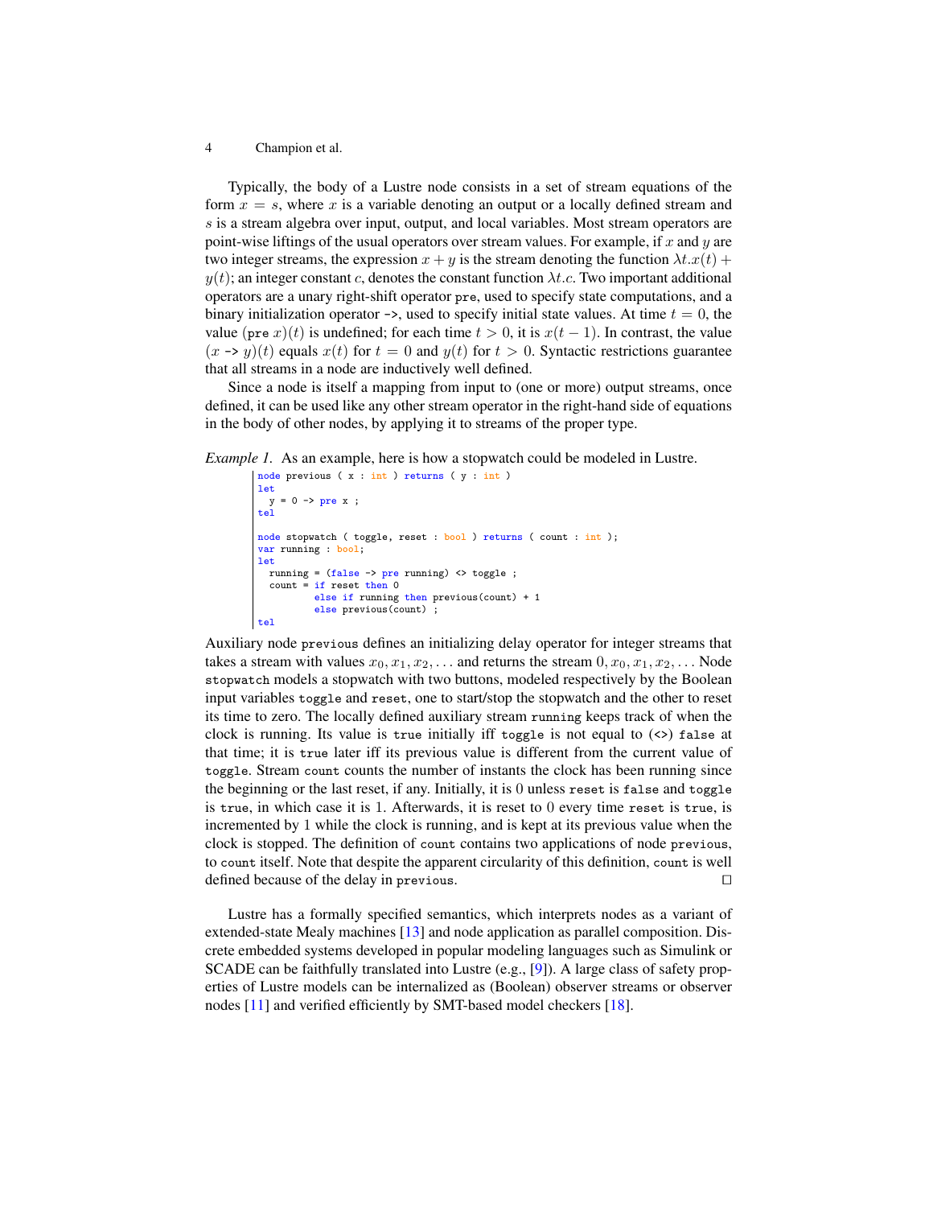Typically, the body of a Lustre node consists in a set of stream equations of the form $x = s$, where $x$ is a variable denoting an output or a locally defined stream and $s$ is a stream algebra over input, output, and local variables. Most stream operators are point-wise liftings of the usual operators over stream values. For example, if $x$ and $y$ are two integer streams, the expression $x + y$ is the stream denoting the function $\lambda t.x(t) + y(t)$; an integer constant $c$, denotes the constant function $\lambda t.c$. Two important additional operators are a unary right-shift operator `pre`, used to specify state computations, and a binary initialization operator `->`, used to specify initial state values. At time $t = 0$, the value (`pre` $x$)$(t)$ is undefined; for each time $t > 0$, it is $x(t - 1)$. In contrast, the value ($x$ `->` $y$)$(t)$ equals $x(t)$ for $t = 0$ and $y(t)$ for $t > 0$. Syntactic restrictions guarantee that all streams in a node are inductively well defined.

Since a node is itself a mapping from input to (one or more) output streams, once defined, it can be used like any other stream operator in the right-hand side of equations in the body of other nodes, by applying it to streams of the proper type.

*Example 1.* As an example, here is how a stopwatch could be modeled in Lustre.

```
node previous ( x : int ) returns ( y : int )
let
  y = 0 -> pre x ;
tel

node stopwatch ( toggle, reset : bool ) returns ( count : int );
var running : bool;
let
  running = (false -> pre running) <> toggle ;
  count = if reset then 0
          else if running then previous(count) + 1
          else previous(count) ;
tel
```

Auxiliary node `previous` defines an initializing delay operator for integer streams that takes a stream with values $x_0, x_1, x_2, \ldots$ and returns the stream $0, x_0, x_1, x_2, \ldots$ Node `stopwatch` models a stopwatch with two buttons, modeled respectively by the Boolean input variables `toggle` and `reset`, one to start/stop the stopwatch and the other to reset its time to zero. The locally defined auxiliary stream `running` keeps track of when the clock is running. Its value is `true` initially iff `toggle` is not equal to (`<>`) `false` at that time; it is `true` later iff its previous value is different from the current value of `toggle`. Stream `count` counts the number of instants the clock has been running since the beginning or the last reset, if any. Initially, it is 0 unless `reset` is `false` and `toggle` is `true`, in which case it is 1. Afterwards, it is reset to 0 every time `reset` is `true`, is incremented by 1 while the clock is running, and is kept at its previous value when the clock is stopped. The definition of `count` contains two applications of node `previous`, to `count` itself. Note that despite the apparent circularity of this definition, `count` is well defined because of the delay in `previous`. □

Lustre has a formally specified semantics, which interprets nodes as a variant of extended-state Mealy machines [13] and node application as parallel composition. Discrete embedded systems developed in popular modeling languages such as Simulink or SCADE can be faithfully translated into Lustre (e.g., [9]). A large class of safety properties of Lustre models can be internalized as (Boolean) observer streams or observer nodes [11] and verified efficiently by SMT-based model checkers [18].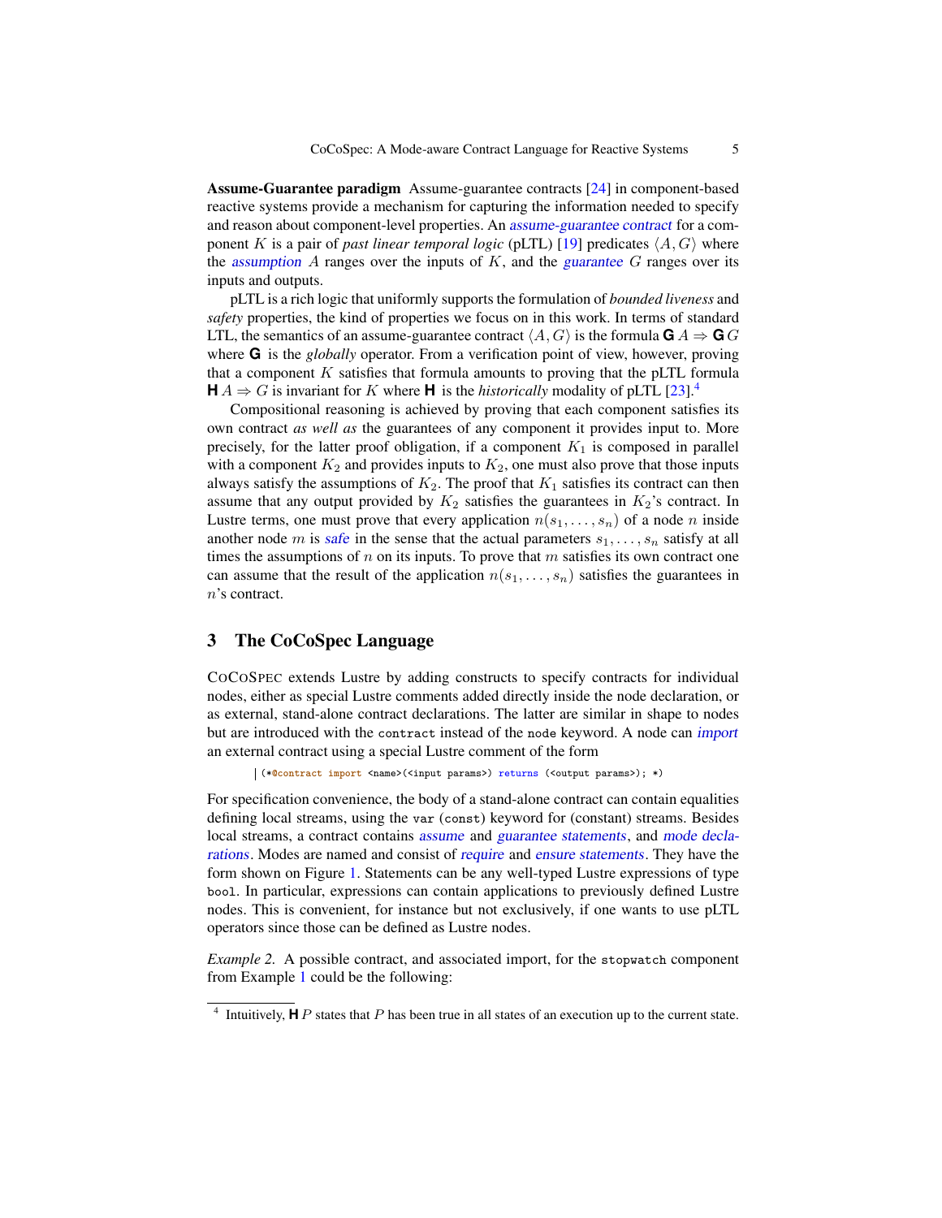**Assume-Guarantee paradigm** Assume-guarantee contracts [24] in component-based reactive systems provide a mechanism for capturing the information needed to specify and reason about component-level properties. An assume-guarantee contract for a component $K$ is a pair of *past linear temporal logic* (pLTL) [19] predicates $\langle A, G \rangle$ where the assumption $A$ ranges over the inputs of $K$, and the guarantee $G$ ranges over its inputs and outputs.

pLTL is a rich logic that uniformly supports the formulation of *bounded liveness* and *safety* properties, the kind of properties we focus on in this work. In terms of standard LTL, the semantics of an assume-guarantee contract $\langle A, G \rangle$ is the formula $\mathbf{G}\, A \Rightarrow \mathbf{G}\, G$ where $\mathbf{G}$ is the *globally* operator. From a verification point of view, however, proving that a component $K$ satisfies that formula amounts to proving that the pLTL formula $\mathbf{H}\, A \Rightarrow G$ is invariant for $K$ where $\mathbf{H}$ is the *historically* modality of pLTL [23].[4]

Compositional reasoning is achieved by proving that each component satisfies its own contract *as well as* the guarantees of any component it provides input to. More precisely, for the latter proof obligation, if a component $K_1$ is composed in parallel with a component $K_2$ and provides inputs to $K_2$, one must also prove that those inputs always satisfy the assumptions of $K_2$. The proof that $K_1$ satisfies its contract can then assume that any output provided by $K_2$ satisfies the guarantees in $K_2$'s contract. In Lustre terms, one must prove that every application $n(s_1, \ldots, s_n)$ of a node $n$ inside another node $m$ is safe in the sense that the actual parameters $s_1, \ldots, s_n$ satisfy at all times the assumptions of $n$ on its inputs. To prove that $m$ satisfies its own contract one can assume that the result of the application $n(s_1, \ldots, s_n)$ satisfies the guarantees in $n$'s contract.

## 3 The CoCoSpec Language

CoCoSpec extends Lustre by adding constructs to specify contracts for individual nodes, either as special Lustre comments added directly inside the node declaration, or as external, stand-alone contract declarations. The latter are similar in shape to nodes but are introduced with the `contract` instead of the `node` keyword. A node can *import* an external contract using a special Lustre comment of the form

```
(*@contract import <name>(<input params>) returns (<output params>); *)
```

For specification convenience, the body of a stand-alone contract can contain equalities defining local streams, using the `var` (`const`) keyword for (constant) streams. Besides local streams, a contract contains *assume* and *guarantee statements*, and *mode declarations*. Modes are named and consist of *require* and *ensure statements*. They have the form shown on Figure 1. Statements can be any well-typed Lustre expressions of type `bool`. In particular, expressions can contain applications to previously defined Lustre nodes. This is convenient, for instance but not exclusively, if one wants to use pLTL operators since those can be defined as Lustre nodes.

*Example 2.* A possible contract, and associated import, for the `stopwatch` component from Example 1 could be the following:

[4] Intuitively, $\mathbf{H}\, P$ states that $P$ has been true in all states of an execution up to the current state.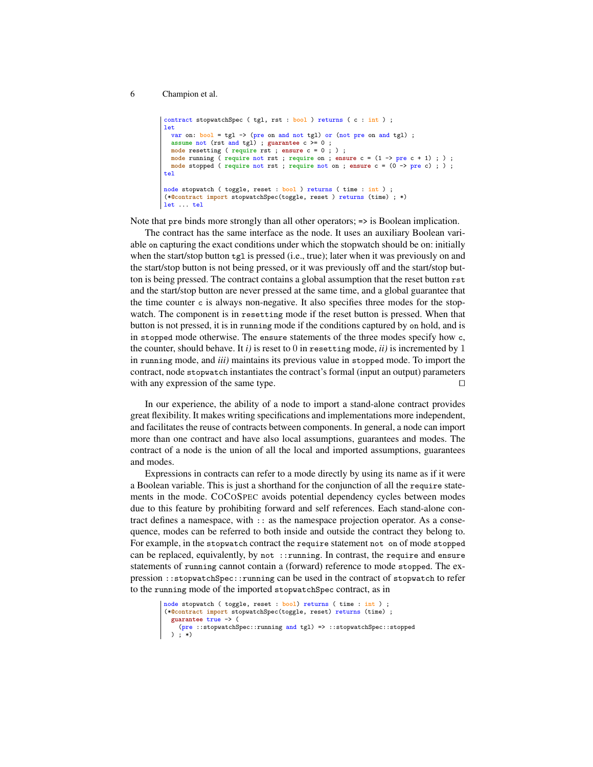```
contract stopwatchSpec ( tgl, rst : bool ) returns ( c : int ) ;
let
  var on: bool = tgl -> (pre on and not tgl) or (not pre on and tgl) ;
  assume not (rst and tgl) ; guarantee c >= 0 ;
  mode resetting ( require rst ; ensure c = 0 ; ) ;
  mode running ( require not rst ; require on ; ensure c = (1 -> pre c + 1) ; ) ;
  mode stopped ( require not rst ; require not on ; ensure c = (0 -> pre c) ; ) ;
tel

node stopwatch ( toggle, reset : bool ) returns ( time : int ) ;
(*@contract import stopwatchSpec(toggle, reset ) returns (time) ; *)
let ... tel
```

Note that `pre` binds more strongly than all other operators; `=>` is Boolean implication.

The contract has the same interface as the node. It uses an auxiliary Boolean variable `on` capturing the exact conditions under which the stopwatch should be on: initially when the start/stop button `tgl` is pressed (i.e., true); later when it was previously on and the start/stop button is not being pressed, or it was previously off and the start/stop button is being pressed. The contract contains a global assumption that the reset button `rst` and the start/stop button are never pressed at the same time, and a global guarantee that the time counter `c` is always non-negative. It also specifies three modes for the stopwatch. The component is in `resetting` mode if the reset button is pressed. When that button is not pressed, it is in `running` mode if the conditions captured by `on` hold, and is in `stopped` mode otherwise. The `ensure` statements of the three modes specify how `c`, the counter, should behave. It *i)* is reset to 0 in `resetting` mode, *ii)* is incremented by 1 in `running` mode, and *iii)* maintains its previous value in `stopped` mode. To import the contract, node `stopwatch` instantiates the contract's formal (input an output) parameters with any expression of the same type. □

In our experience, the ability of a node to import a stand-alone contract provides great flexibility. It makes writing specifications and implementations more independent, and facilitates the reuse of contracts between components. In general, a node can import more than one contract and have also local assumptions, guarantees and modes. The contract of a node is the union of all the local and imported assumptions, guarantees and modes.

Expressions in contracts can refer to a mode directly by using its name as if it were a Boolean variable. This is just a shorthand for the conjunction of all the `require` statements in the mode. CoCoSpec avoids potential dependency cycles between modes due to this feature by prohibiting forward and self references. Each stand-alone contract defines a namespace, with `::` as the namespace projection operator. As a consequence, modes can be referred to both inside and outside the contract they belong to. For example, in the `stopwatch` contract the `require` statement `not on` of mode `stopped` can be replaced, equivalently, by `not ::running`. In contrast, the `require` and `ensure` statements of `running` cannot contain a (forward) reference to mode `stopped`. The expression `::stopwatchSpec::running` can be used in the contract of `stopwatch` to refer to the `running` mode of the imported `stopwatchSpec` contract, as in

```
node stopwatch ( toggle, reset : bool) returns ( time : int ) ;
(*@contract import stopwatchSpec(toggle, reset) returns (time) ;
  guarantee true -> (
    (pre ::stopwatchSpec::running and tgl) => ::stopwatchSpec::stopped
  ) ; *)
```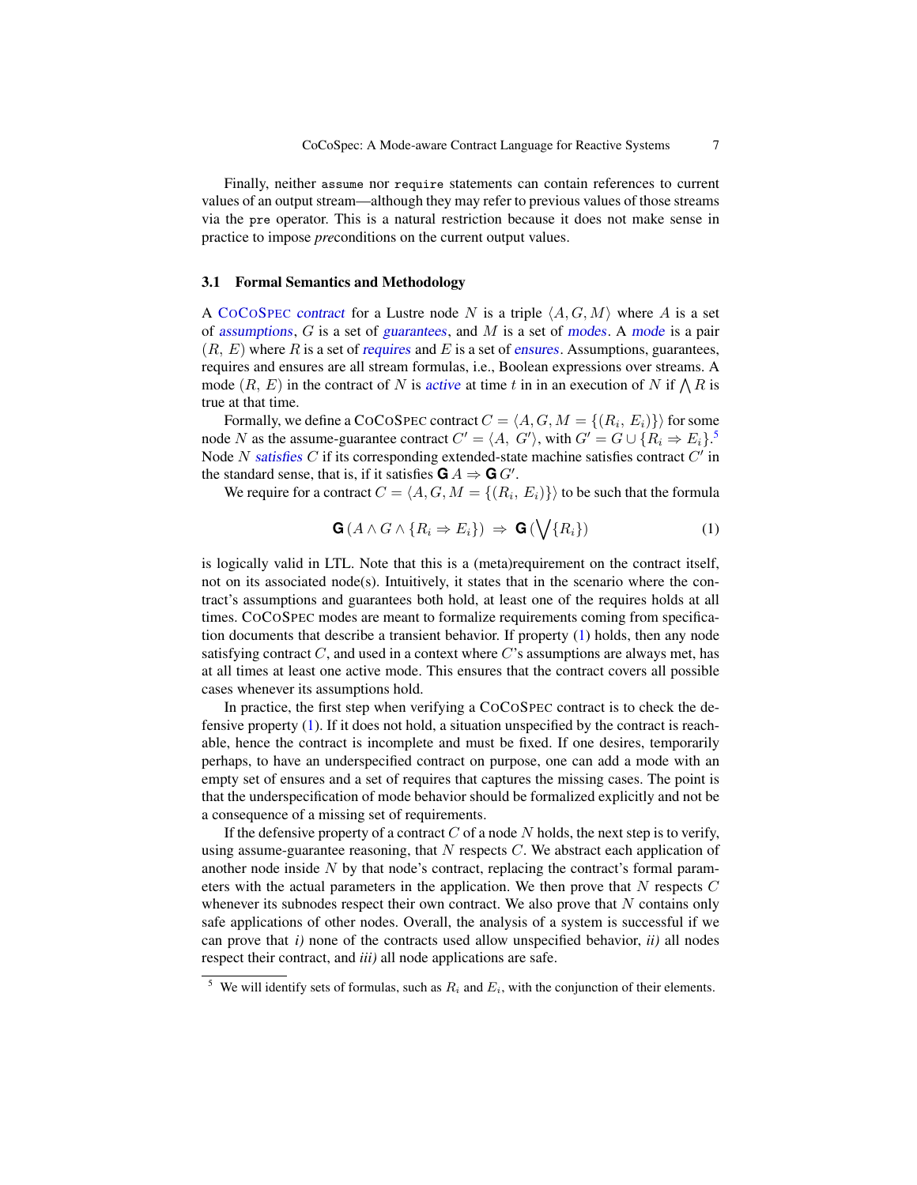Finally, neither `assume` nor `require` statements can contain references to current values of an output stream—although they may refer to previous values of those streams via the `pre` operator. This is a natural restriction because it does not make sense in practice to impose *pre*conditions on the current output values.

### 3.1 Formal Semantics and Methodology

A CoCoSpec *contract* for a Lustre node $N$ is a triple $\langle A, G, M \rangle$ where $A$ is a set of *assumptions*, $G$ is a set of *guarantees*, and $M$ is a set of *modes*. A *mode* is a pair $(R,\, E)$ where $R$ is a set of *requires* and $E$ is a set of *ensures*. Assumptions, guarantees, requires and ensures are all stream formulas, i.e., Boolean expressions over streams. A mode $(R,\, E)$ in the contract of $N$ is *active* at time $t$ in in an execution of $N$ if $\bigwedge R$ is true at that time.

Formally, we define a CoCoSpec contract $C = \langle A, G, M = \{(R_i,\, E_i)\}\rangle$ for some node $N$ as the assume-guarantee contract $C' = \langle A,\ G' \rangle$, with $G' = G \cup \{R_i \Rightarrow E_i\}$.[5] Node $N$ *satisfies* $C$ if its corresponding extended-state machine satisfies contract $C'$ in the standard sense, that is, if it satisfies $\mathbf{G}\, A \Rightarrow \mathbf{G}\, G'$.

We require for a contract $C = \langle A, G, M = \{(R_i,\, E_i)\}\rangle$ to be such that the formula

$$\mathbf{G}\,(A \wedge G \wedge \{R_i \Rightarrow E_i\}) \;\Rightarrow\; \mathbf{G}\,(\bigvee\{R_i\}) \tag{1}$$

is logically valid in LTL. Note that this is a (meta)requirement on the contract itself, not on its associated node(s). Intuitively, it states that in the scenario where the contract's assumptions and guarantees both hold, at least one of the requires holds at all times. CoCoSpec modes are meant to formalize requirements coming from specification documents that describe a transient behavior. If property (1) holds, then any node satisfying contract $C$, and used in a context where $C$'s assumptions are always met, has at all times at least one active mode. This ensures that the contract covers all possible cases whenever its assumptions hold.

In practice, the first step when verifying a CoCoSpec contract is to check the defensive property (1). If it does not hold, a situation unspecified by the contract is reachable, hence the contract is incomplete and must be fixed. If one desires, temporarily perhaps, to have an underspecified contract on purpose, one can add a mode with an empty set of ensures and a set of requires that captures the missing cases. The point is that the underspecification of mode behavior should be formalized explicitly and not be a consequence of a missing set of requirements.

If the defensive property of a contract $C$ of a node $N$ holds, the next step is to verify, using assume-guarantee reasoning, that $N$ respects $C$. We abstract each application of another node inside $N$ by that node's contract, replacing the contract's formal parameters with the actual parameters in the application. We then prove that $N$ respects $C$ whenever its subnodes respect their own contract. We also prove that $N$ contains only safe applications of other nodes. Overall, the analysis of a system is successful if we can prove that *i)* none of the contracts used allow unspecified behavior, *ii)* all nodes respect their contract, and *iii)* all node applications are safe.

---

[5] We will identify sets of formulas, such as $R_i$ and $E_i$, with the conjunction of their elements.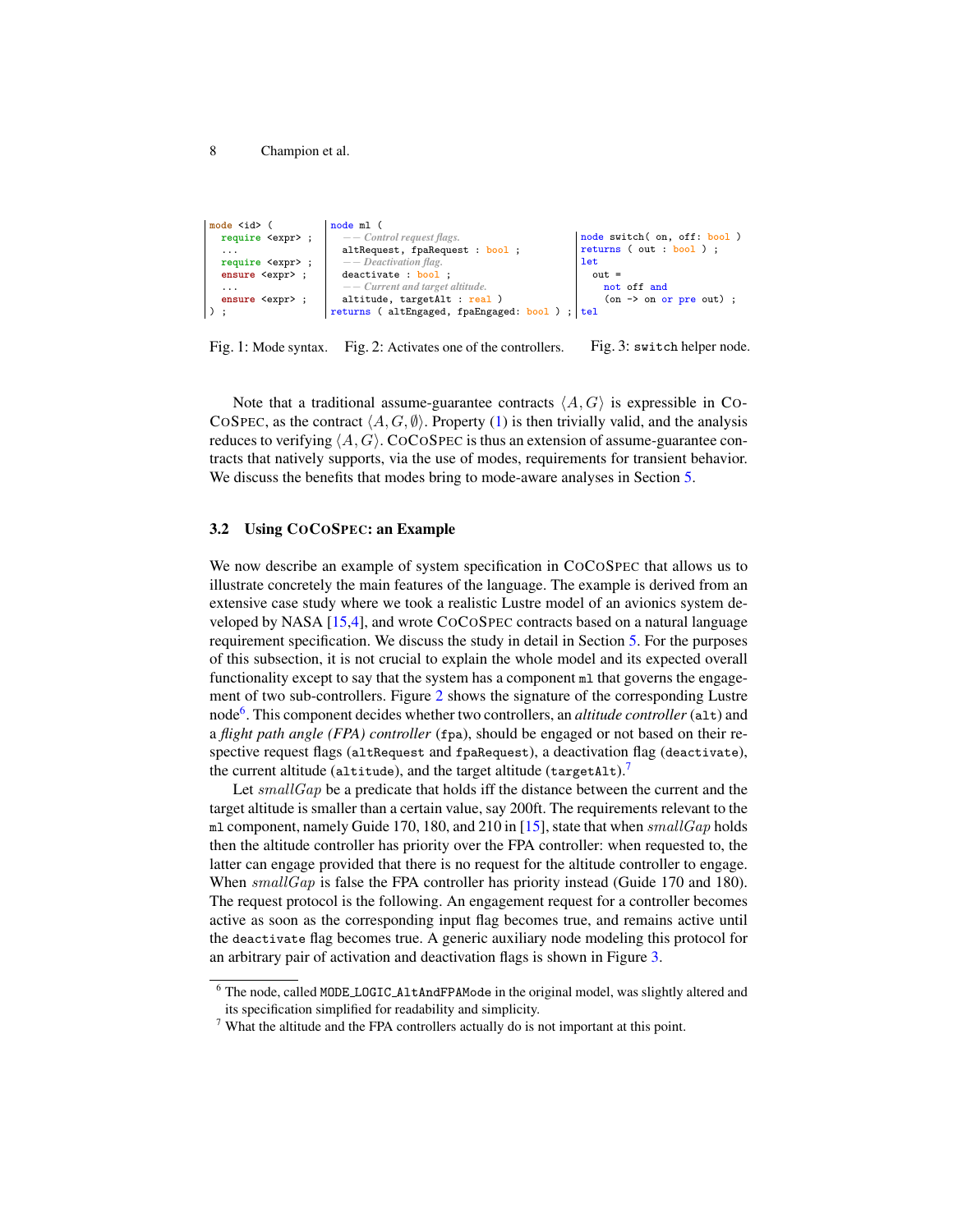```
mode <id> (
  require <expr> ;
  ...
  require <expr> ;
  ensure <expr> ;
  ...
  ensure <expr> ;
) ;
```

Fig. 1: Mode syntax.

```
node ml (
  -- Control request flags.
  altRequest, fpaRequest : bool ;
  -- Deactivation flag.
  deactivate : bool ;
  -- Current and target altitude.
  altitude, targetAlt : real )
returns ( altEngaged, fpaEngaged: bool ) ;
```

Fig. 2: Activates one of the controllers.

```
node switch( on, off: bool )
returns ( out : bool ) ;
let
  out =
    not off and
    (on -> on or pre out) ;
tel
```

Fig. 3: `switch` helper node.

Note that a traditional assume-guarantee contracts $\langle A, G \rangle$ is expressible in CoCoSpec, as the contract $\langle A, G, \emptyset \rangle$. Property (1) is then trivially valid, and the analysis reduces to verifying $\langle A, G \rangle$. CoCoSpec is thus an extension of assume-guarantee contracts that natively supports, via the use of modes, requirements for transient behavior. We discuss the benefits that modes bring to mode-aware analyses in Section 5.

### 3.2 Using CoCoSpec: an Example

We now describe an example of system specification in CoCoSpec that allows us to illustrate concretely the main features of the language. The example is derived from an extensive case study where we took a realistic Lustre model of an avionics system developed by NASA [15,4], and wrote CoCoSpec contracts based on a natural language requirement specification. We discuss the study in detail in Section 5. For the purposes of this subsection, it is not crucial to explain the whole model and its expected overall functionality except to say that the system has a component `ml` that governs the engagement of two sub-controllers. Figure 2 shows the signature of the corresponding Lustre node[6]. This component decides whether two controllers, an *altitude controller* (`alt`) and a *flight path angle (FPA) controller* (`fpa`), should be engaged or not based on their respective request flags (`altRequest` and `fpaRequest`), a deactivation flag (`deactivate`), the current altitude (`altitude`), and the target altitude (`targetAlt`).[7]

Let $smallGap$ be a predicate that holds iff the distance between the current and the target altitude is smaller than a certain value, say 200ft. The requirements relevant to the `ml` component, namely Guide 170, 180, and 210 in [15], state that when $smallGap$ holds then the altitude controller has priority over the FPA controller: when requested to, the latter can engage provided that there is no request for the altitude controller to engage. When $smallGap$ is false the FPA controller has priority instead (Guide 170 and 180). The request protocol is the following. An engagement request for a controller becomes active as soon as the corresponding input flag becomes true, and remains active until the `deactivate` flag becomes true. A generic auxiliary node modeling this protocol for an arbitrary pair of activation and deactivation flags is shown in Figure 3.

[6] The node, called `MODE_LOGIC_AltAndFPAMode` in the original model, was slightly altered and its specification simplified for readability and simplicity.

[7] What the altitude and the FPA controllers actually do is not important at this point.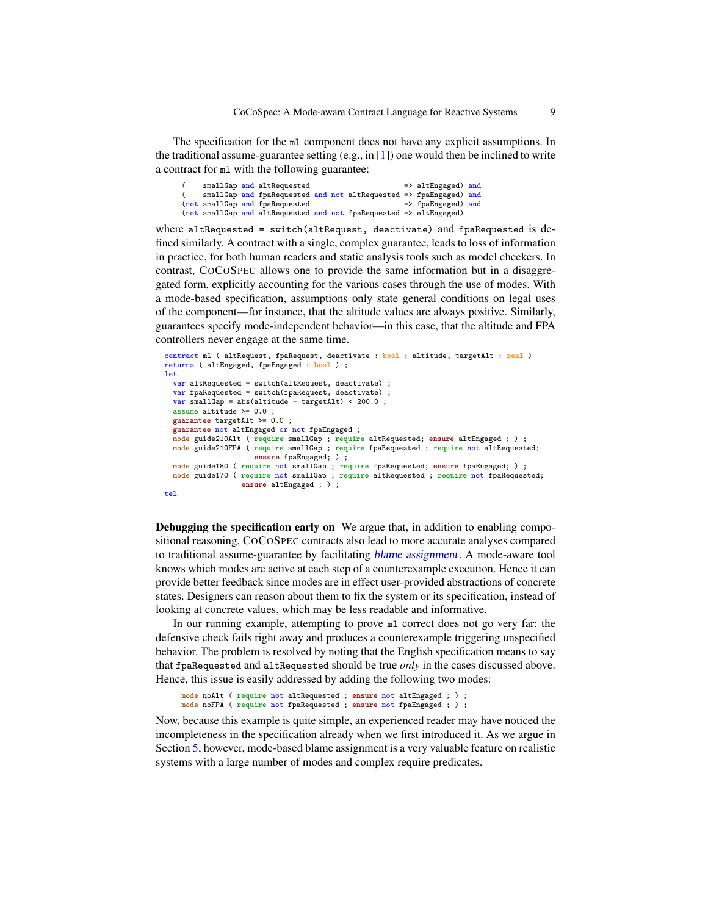The specification for the `ml` component does not have any explicit assumptions. In the traditional assume-guarantee setting (e.g., in [1]) one would then be inclined to write a contract for `ml` with the following guarantee:

```
(     smallGap and altRequested                      => altEngaged) and
(     smallGap and fpaRequested and not altRequested => fpaEngaged) and
(not smallGap and fpaRequested                       => fpaEngaged) and
(not smallGap and altRequested and not fpaRequested  => altEngaged)
```

where `altRequested = switch(altRequest, deactivate)` and `fpaRequested` is defined similarly. A contract with a single, complex guarantee, leads to loss of information in practice, for both human readers and static analysis tools such as model checkers. In contrast, CoCoSpec allows one to provide the same information but in a disaggregated form, explicitly accounting for the various cases through the use of modes. With a mode-based specification, assumptions only state general conditions on legal uses of the component—for instance, that the altitude values are always positive. Similarly, guarantees specify mode-independent behavior—in this case, that the altitude and FPA controllers never engage at the same time.

```
contract ml ( altRequest, fpaRequest, deactivate : bool ; altitude, targetAlt : real )
returns ( altEngaged, fpaEngaged : bool ) ;
let
  var altRequested = switch(altRequest, deactivate) ;
  var fpaRequested = switch(fpaRequest, deactivate) ;
  var smallGap = abs(altitude - targetAlt) < 200.0 ;
  assume altitude >= 0.0 ;
  guarantee targetAlt >= 0.0 ;
  guarantee not altEngaged or not fpaEngaged ;
  mode guide210Alt ( require smallGap ; require altRequested; ensure altEngaged ; ) ;
  mode guide210FPA ( require smallGap ; require fpaRequested ; require not altRequested;
                     ensure fpaEngaged; ) ;
  mode guide180 ( require not smallGap ; require fpaRequested; ensure fpaEngaged; ) ;
  mode guide170 ( require not smallGap ; require altRequested ; require not fpaRequested;
                  ensure altEngaged ; ) ;
tel
```

**Debugging the specification early on** We argue that, in addition to enabling compositional reasoning, CoCoSpec contracts also lead to more accurate analyses compared to traditional assume-guarantee by facilitating *blame assignment*. A mode-aware tool knows which modes are active at each step of a counterexample execution. Hence it can provide better feedback since modes are in effect user-provided abstractions of concrete states. Designers can reason about them to fix the system or its specification, instead of looking at concrete values, which may be less readable and informative.

In our running example, attempting to prove `ml` correct does not go very far: the defensive check fails right away and produces a counterexample triggering unspecified behavior. The problem is resolved by noting that the English specification means to say that `fpaRequested` and `altRequested` should be true *only* in the cases discussed above. Hence, this issue is easily addressed by adding the following two modes:

```
mode noAlt ( require not altRequested ; ensure not altEngaged ; ) ;
mode noFPA ( require not fpaRequested ; ensure not fpaEngaged ; ) ;
```

Now, because this example is quite simple, an experienced reader may have noticed the incompleteness in the specification already when we first introduced it. As we argue in Section 5, however, mode-based blame assignment is a very valuable feature on realistic systems with a large number of modes and complex require predicates.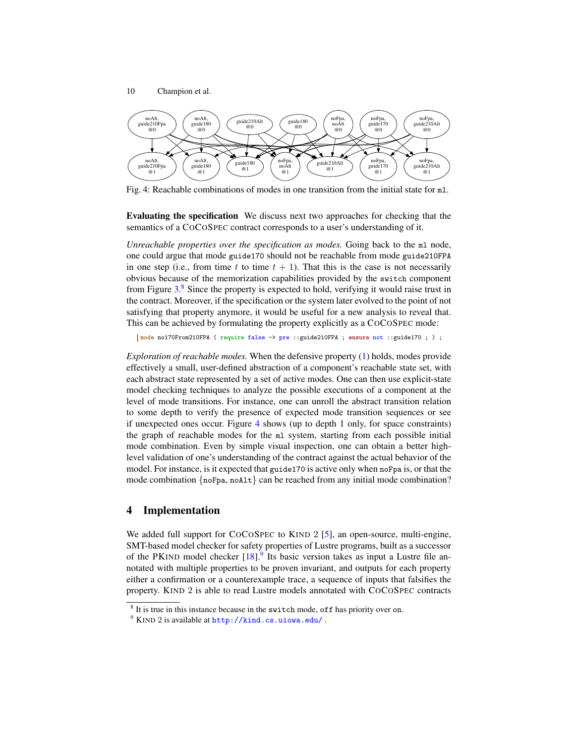Fig. 4: Reachable combinations of modes in one transition from the initial state for `ml`.

**Evaluating the specification** We discuss next two approaches for checking that the semantics of a CoCoSpec contract corresponds to a user's understanding of it.

*Unreachable properties over the specification as modes.* Going back to the `ml` node, one could argue that mode `guide170` should not be reachable from mode `guide210FPA` in one step (i.e., from time $t$ to time $t + 1$). That this is the case is not necessarily obvious because of the memorization capabilities provided by the `switch` component from Figure 3.[8] Since the property is expected to hold, verifying it would raise trust in the contract. Moreover, if the specification or the system later evolved to the point of not satisfying that property anymore, it would be useful for a new analysis to reveal that. This can be achieved by formulating the property explicitly as a CoCoSpec mode:

```
mode no170From210FPA ( require false -> pre ::guide210FPA ; ensure not ::guide170 ; ) ;
```

*Exploration of reachable modes.* When the defensive property (1) holds, modes provide effectively a small, user-defined abstraction of a component's reachable state set, with each abstract state represented by a set of active modes. One can then use explicit-state model checking techniques to analyze the possible executions of a component at the level of mode transitions. For instance, one can unroll the abstract transition relation to some depth to verify the presence of expected mode transition sequences or see if unexpected ones occur. Figure 4 shows (up to depth 1 only, for space constraints) the graph of reachable modes for the `ml` system, starting from each possible initial mode combination. Even by simple visual inspection, one can obtain a better high-level validation of one's understanding of the contract against the actual behavior of the model. For instance, is it expected that `guide170` is active only when `noFpa` is, or that the mode combination {`noFpa`, `noAlt`} can be reached from any initial mode combination?

## 4 Implementation

We added full support for CoCoSpec to Kind 2 [5], an open-source, multi-engine, SMT-based model checker for safety properties of Lustre programs, built as a successor of the PKind model checker [18].[9] Its basic version takes as input a Lustre file annotated with multiple properties to be proven invariant, and outputs for each property either a confirmation or a counterexample trace, a sequence of inputs that falsifies the property. Kind 2 is able to read Lustre models annotated with CoCoSpec contracts

[8] It is true in this instance because in the `switch` mode, `off` has priority over `on`.

[9] Kind 2 is available at http://kind.cs.uiowa.edu/ .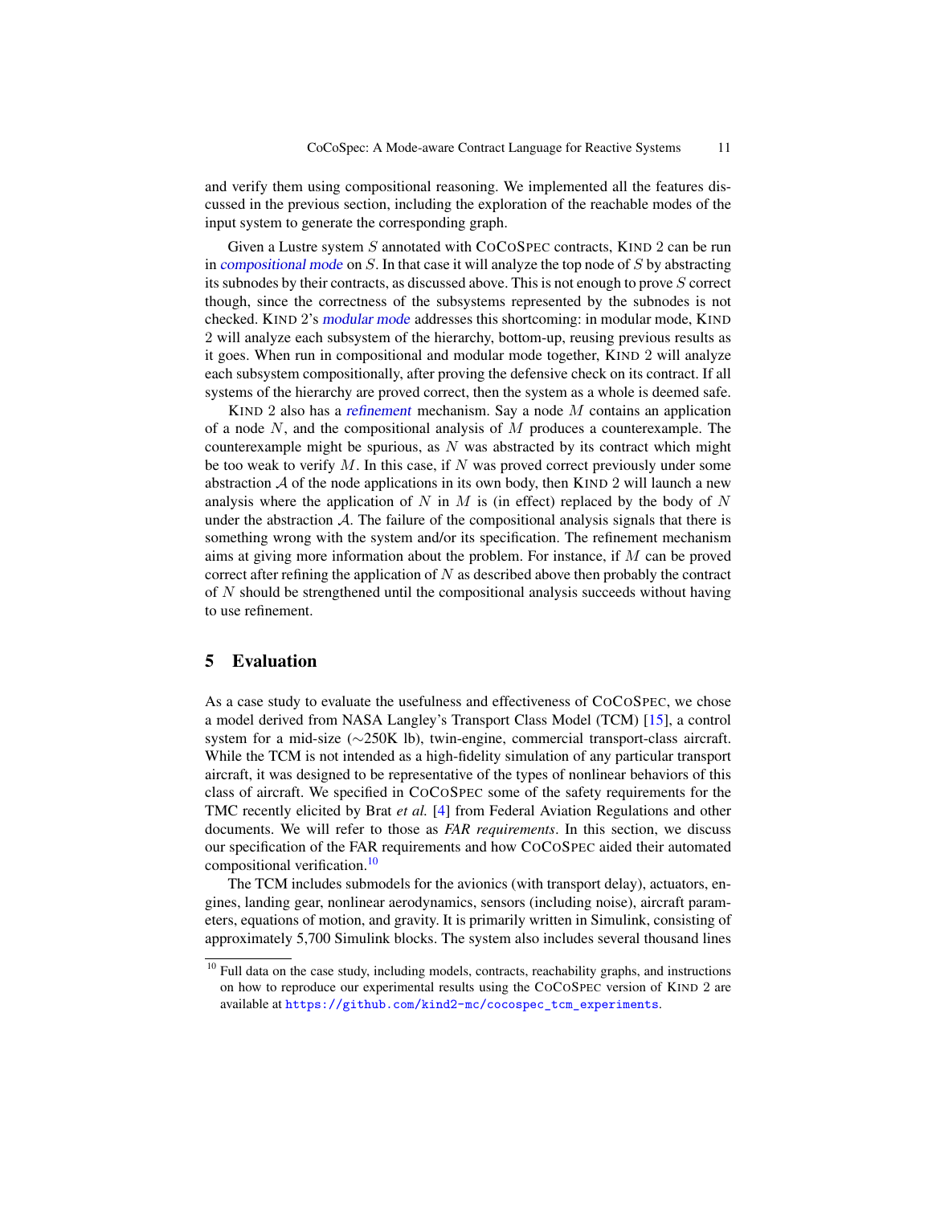and verify them using compositional reasoning. We implemented all the features discussed in the previous section, including the exploration of the reachable modes of the input system to generate the corresponding graph.

Given a Lustre system $S$ annotated with CoCoSpec contracts, Kind 2 can be run in *compositional mode* on $S$. In that case it will analyze the top node of $S$ by abstracting its subnodes by their contracts, as discussed above. This is not enough to prove $S$ correct though, since the correctness of the subsystems represented by the subnodes is not checked. Kind 2's *modular mode* addresses this shortcoming: in modular mode, Kind 2 will analyze each subsystem of the hierarchy, bottom-up, reusing previous results as it goes. When run in compositional and modular mode together, Kind 2 will analyze each subsystem compositionally, after proving the defensive check on its contract. If all systems of the hierarchy are proved correct, then the system as a whole is deemed safe.

Kind 2 also has a *refinement* mechanism. Say a node $M$ contains an application of a node $N$, and the compositional analysis of $M$ produces a counterexample. The counterexample might be spurious, as $N$ was abstracted by its contract which might be too weak to verify $M$. In this case, if $N$ was proved correct previously under some abstraction $\mathcal{A}$ of the node applications in its own body, then Kind 2 will launch a new analysis where the application of $N$ in $M$ is (in effect) replaced by the body of $N$ under the abstraction $\mathcal{A}$. The failure of the compositional analysis signals that there is something wrong with the system and/or its specification. The refinement mechanism aims at giving more information about the problem. For instance, if $M$ can be proved correct after refining the application of $N$ as described above then probably the contract of $N$ should be strengthened until the compositional analysis succeeds without having to use refinement.

## 5 Evaluation

As a case study to evaluate the usefulness and effectiveness of CoCoSpec, we chose a model derived from NASA Langley's Transport Class Model (TCM) [15], a control system for a mid-size (∼250K lb), twin-engine, commercial transport-class aircraft. While the TCM is not intended as a high-fidelity simulation of any particular transport aircraft, it was designed to be representative of the types of nonlinear behaviors of this class of aircraft. We specified in CoCoSpec some of the safety requirements for the TMC recently elicited by Brat *et al.* [4] from Federal Aviation Regulations and other documents. We will refer to those as ***FAR requirements***. In this section, we discuss our specification of the FAR requirements and how CoCoSpec aided their automated compositional verification.[10]

The TCM includes submodels for the avionics (with transport delay), actuators, engines, landing gear, nonlinear aerodynamics, sensors (including noise), aircraft parameters, equations of motion, and gravity. It is primarily written in Simulink, consisting of approximately 5,700 Simulink blocks. The system also includes several thousand lines

[10] Full data on the case study, including models, contracts, reachability graphs, and instructions on how to reproduce our experimental results using the CoCoSpec version of Kind 2 are available at https://github.com/kind2-mc/cocospec_tcm_experiments.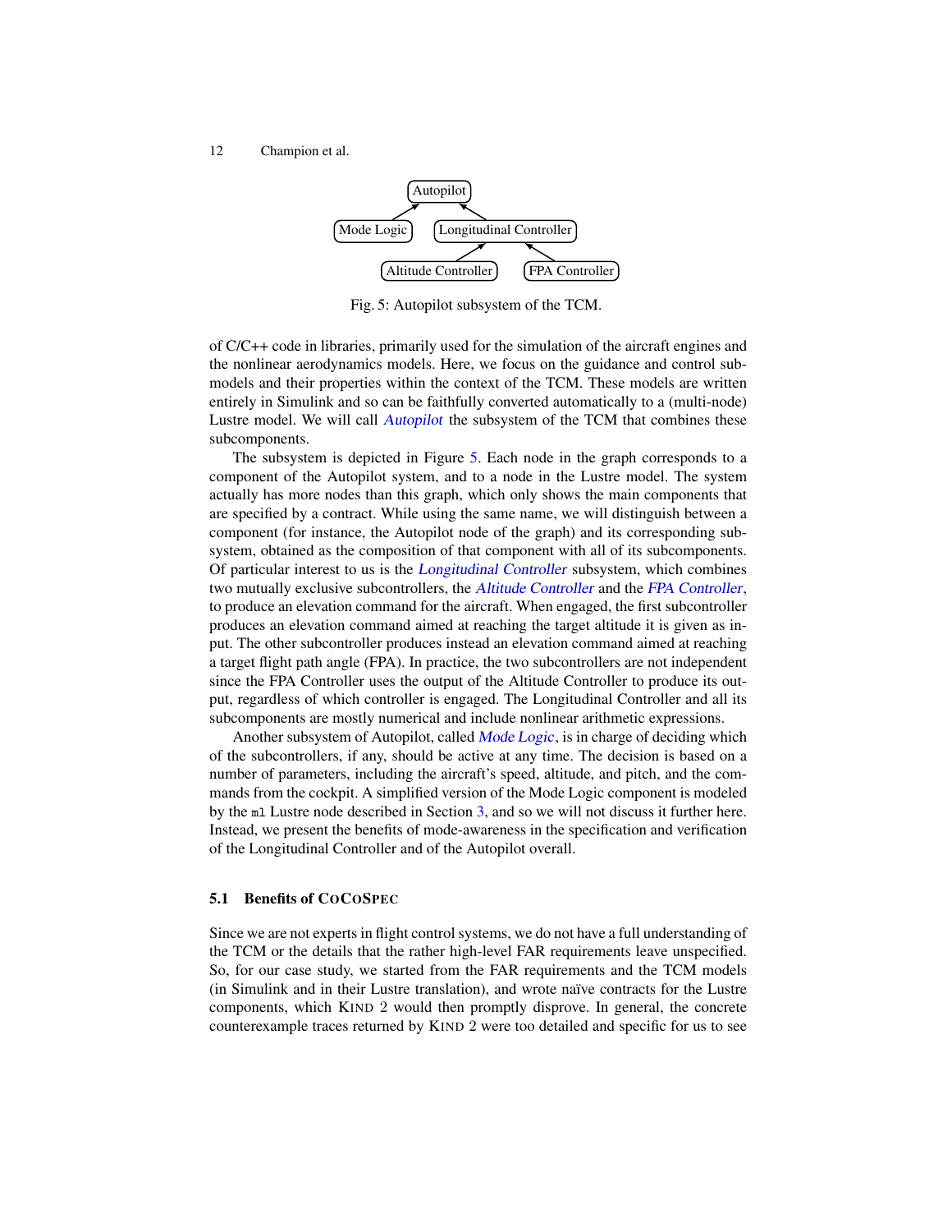Autopilot

Mode Logic

Longitudinal Controller

Altitude Controller

FPA Controller

Fig. 5: Autopilot subsystem of the TCM.

of C/C++ code in libraries, primarily used for the simulation of the aircraft engines and the nonlinear aerodynamics models. Here, we focus on the guidance and control submodels and their properties within the context of the TCM. These models are written entirely in Simulink and so can be faithfully converted automatically to a (multi-node) Lustre model. We will call *Autopilot* the subsystem of the TCM that combines these subcomponents.

The subsystem is depicted in Figure 5. Each node in the graph corresponds to a component of the Autopilot system, and to a node in the Lustre model. The system actually has more nodes than this graph, which only shows the main components that are specified by a contract. While using the same name, we will distinguish between a component (for instance, the Autopilot node of the graph) and its corresponding subsystem, obtained as the composition of that component with all of its subcomponents. Of particular interest to us is the *Longitudinal Controller* subsystem, which combines two mutually exclusive subcontrollers, the *Altitude Controller* and the *FPA Controller*, to produce an elevation command for the aircraft. When engaged, the first subcontroller produces an elevation command aimed at reaching the target altitude it is given as input. The other subcontroller produces instead an elevation command aimed at reaching a target flight path angle (FPA). In practice, the two subcontrollers are not independent since the FPA Controller uses the output of the Altitude Controller to produce its output, regardless of which controller is engaged. The Longitudinal Controller and all its subcomponents are mostly numerical and include nonlinear arithmetic expressions.

Another subsystem of Autopilot, called *Mode Logic*, is in charge of deciding which of the subcontrollers, if any, should be active at any time. The decision is based on a number of parameters, including the aircraft's speed, altitude, and pitch, and the commands from the cockpit. A simplified version of the Mode Logic component is modeled by the `ml` Lustre node described in Section 3, and so we will not discuss it further here. Instead, we present the benefits of mode-awareness in the specification and verification of the Longitudinal Controller and of the Autopilot overall.

### 5.1 Benefits of CoCoSpec

Since we are not experts in flight control systems, we do not have a full understanding of the TCM or the details that the rather high-level FAR requirements leave unspecified. So, for our case study, we started from the FAR requirements and the TCM models (in Simulink and in their Lustre translation), and wrote naïve contracts for the Lustre components, which Kind 2 would then promptly disprove. In general, the concrete counterexample traces returned by Kind 2 were too detailed and specific for us to see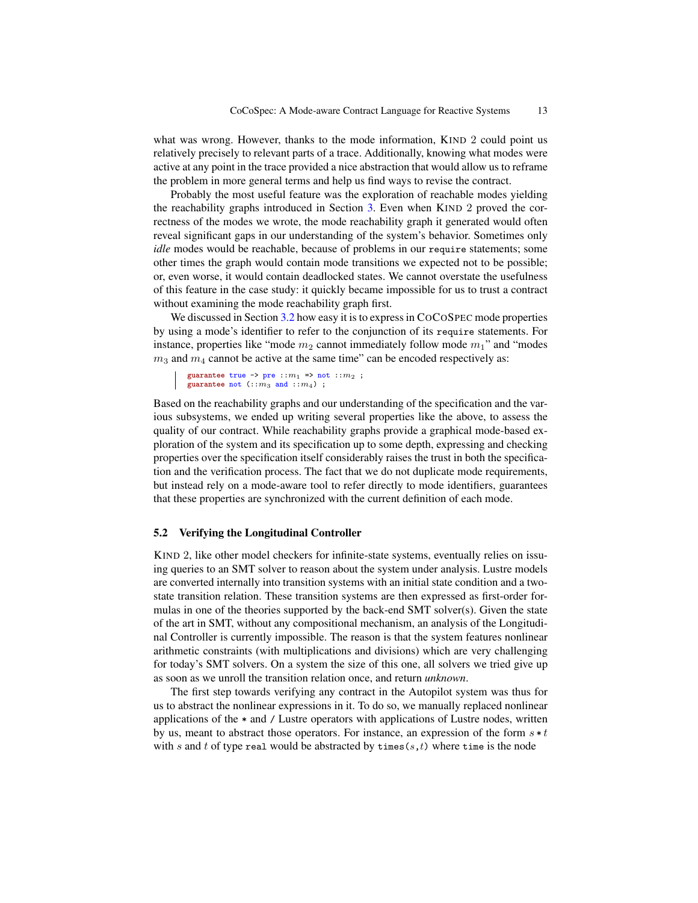what was wrong. However, thanks to the mode information, Kind 2 could point us relatively precisely to relevant parts of a trace. Additionally, knowing what modes were active at any point in the trace provided a nice abstraction that would allow us to reframe the problem in more general terms and help us find ways to revise the contract.

Probably the most useful feature was the exploration of reachable modes yielding the reachability graphs introduced in Section 3. Even when Kind 2 proved the correctness of the modes we wrote, the mode reachability graph it generated would often reveal significant gaps in our understanding of the system's behavior. Sometimes only *idle* modes would be reachable, because of problems in our `require` statements; some other times the graph would contain mode transitions we expected not to be possible; or, even worse, it would contain deadlocked states. We cannot overstate the usefulness of this feature in the case study: it quickly became impossible for us to trust a contract without examining the mode reachability graph first.

We discussed in Section 3.2 how easy it is to express in CoCoSpec mode properties by using a mode's identifier to refer to the conjunction of its `require` statements. For instance, properties like "mode $m_2$ cannot immediately follow mode $m_1$" and "modes $m_3$ and $m_4$ cannot be active at the same time" can be encoded respectively as:

```
guarantee true -> pre ::m1 => not ::m2 ;
guarantee not (::m3 and ::m4) ;
```

Based on the reachability graphs and our understanding of the specification and the various subsystems, we ended up writing several properties like the above, to assess the quality of our contract. While reachability graphs provide a graphical mode-based exploration of the system and its specification up to some depth, expressing and checking properties over the specification itself considerably raises the trust in both the specification and the verification process. The fact that we do not duplicate mode requirements, but instead rely on a mode-aware tool to refer directly to mode identifiers, guarantees that these properties are synchronized with the current definition of each mode.

## 5.2 Verifying the Longitudinal Controller

Kind 2, like other model checkers for infinite-state systems, eventually relies on issuing queries to an SMT solver to reason about the system under analysis. Lustre models are converted internally into transition systems with an initial state condition and a two-state transition relation. These transition systems are then expressed as first-order formulas in one of the theories supported by the back-end SMT solver(s). Given the state of the art in SMT, without any compositional mechanism, an analysis of the Longitudinal Controller is currently impossible. The reason is that the system features nonlinear arithmetic constraints (with multiplications and divisions) which are very challenging for today's SMT solvers. On a system the size of this one, all solvers we tried give up as soon as we unroll the transition relation once, and return *unknown*.

The first step towards verifying any contract in the Autopilot system was thus for us to abstract the nonlinear expressions in it. To do so, we manually replaced nonlinear applications of the `*` and `/` Lustre operators with applications of Lustre nodes, written by us, meant to abstract those operators. For instance, an expression of the form $s * t$ with $s$ and $t$ of type `real` would be abstracted by `times(`$s$`,`$t$`)` where `time` is the node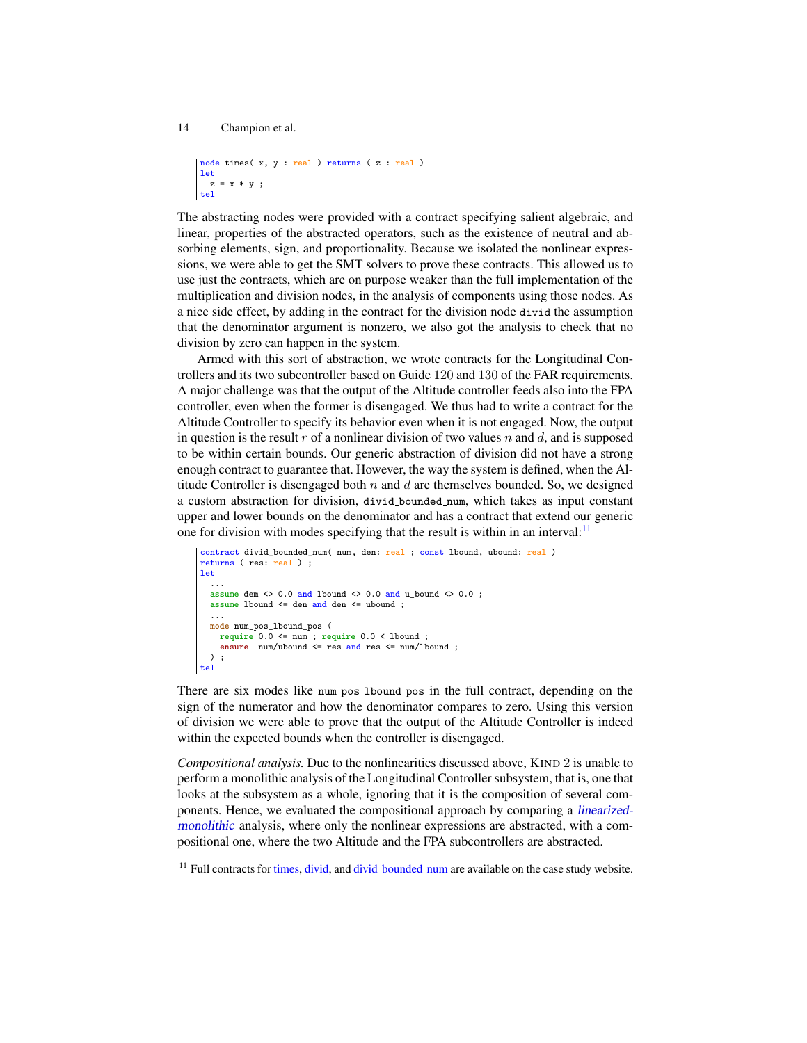```
node times( x, y : real ) returns ( z : real )
let
  z = x * y ;
tel
```

The abstracting nodes were provided with a contract specifying salient algebraic, and linear, properties of the abstracted operators, such as the existence of neutral and absorbing elements, sign, and proportionality. Because we isolated the nonlinear expressions, we were able to get the SMT solvers to prove these contracts. This allowed us to use just the contracts, which are on purpose weaker than the full implementation of the multiplication and division nodes, in the analysis of components using those nodes. As a nice side effect, by adding in the contract for the division node `divid` the assumption that the denominator argument is nonzero, we also got the analysis to check that no division by zero can happen in the system.

Armed with this sort of abstraction, we wrote contracts for the Longitudinal Controllers and its two subcontroller based on Guide 120 and 130 of the FAR requirements. A major challenge was that the output of the Altitude controller feeds also into the FPA controller, even when the former is disengaged. We thus had to write a contract for the Altitude Controller to specify its behavior even when it is not engaged. Now, the output in question is the result $r$ of a nonlinear division of two values $n$ and $d$, and is supposed to be within certain bounds. Our generic abstraction of division did not have a strong enough contract to guarantee that. However, the way the system is defined, when the Altitude Controller is disengaged both $n$ and $d$ are themselves bounded. So, we designed a custom abstraction for division, `divid_bounded_num`, which takes as input constant upper and lower bounds on the denominator and has a contract that extend our generic one for division with modes specifying that the result is within in an interval:[11]

```
contract divid_bounded_num( num, den: real ; const lbound, ubound: real )
returns ( res: real ) ;
let
  ...
  assume dem <> 0.0 and lbound <> 0.0 and u_bound <> 0.0 ;
  assume lbound <= den and den <= ubound ;
  ...
  mode num_pos_lbound_pos (
    require 0.0 <= num ; require 0.0 < lbound ;
    ensure  num/ubound <= res and res <= num/lbound ;
  ) ;
tel
```

There are six modes like `num_pos_lbound_pos` in the full contract, depending on the sign of the numerator and how the denominator compares to zero. Using this version of division we were able to prove that the output of the Altitude Controller is indeed within the expected bounds when the controller is disengaged.

*Compositional analysis.* Due to the nonlinearities discussed above, KIND 2 is unable to perform a monolithic analysis of the Longitudinal Controller subsystem, that is, one that looks at the subsystem as a whole, ignoring that it is the composition of several components. Hence, we evaluated the compositional approach by comparing a *linearized-monolithic* analysis, where only the nonlinear expressions are abstracted, with a compositional one, where the two Altitude and the FPA subcontrollers are abstracted.

[11] Full contracts for times, divid, and divid_bounded_num are available on the case study website.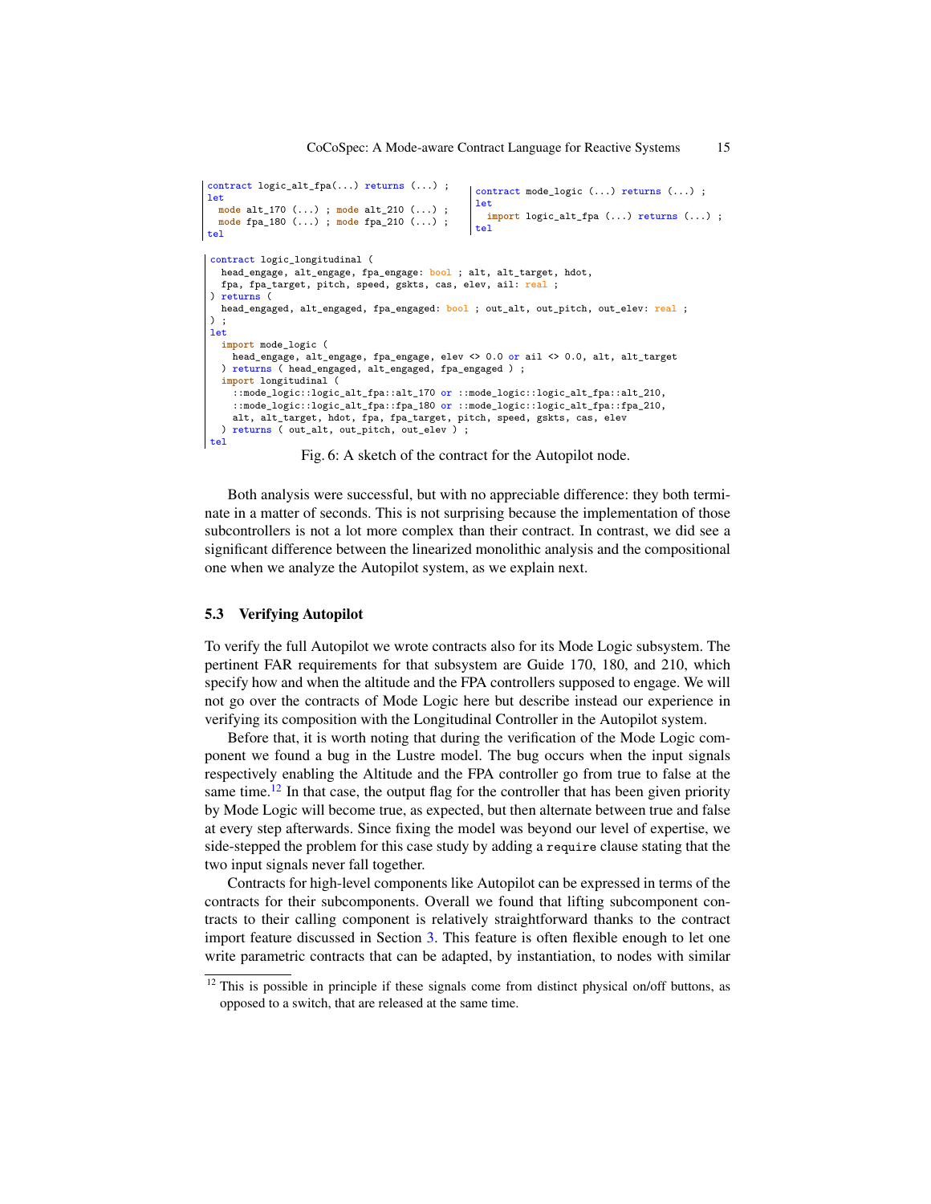```
contract logic_alt_fpa(...) returns (...) ;
let
  mode alt_170 (...) ; mode alt_210 (...) ;
  mode fpa_180 (...) ; mode fpa_210 (...) ;
tel
```

```
contract mode_logic (...) returns (...) ;
let
  import logic_alt_fpa (...) returns (...) ;
tel
```

```
contract logic_longitudinal (
  head_engage, alt_engage, fpa_engage: bool ; alt, alt_target, hdot,
  fpa, fpa_target, pitch, speed, gskts, cas, elev, ail: real ;
) returns (
  head_engaged, alt_engaged, fpa_engaged: bool ; out_alt, out_pitch, out_elev: real ;
) ;
let
  import mode_logic (
    head_engage, alt_engage, fpa_engage, elev <> 0.0 or ail <> 0.0, alt, alt_target
  ) returns ( head_engaged, alt_engaged, fpa_engaged ) ;
  import longitudinal (
    ::mode_logic::logic_alt_fpa::alt_170 or ::mode_logic::logic_alt_fpa::alt_210,
    ::mode_logic::logic_alt_fpa::fpa_180 or ::mode_logic::logic_alt_fpa::fpa_210,
    alt, alt_target, hdot, fpa, fpa_target, pitch, speed, gskts, cas, elev
  ) returns ( out_alt, out_pitch, out_elev ) ;
tel
```

Fig. 6: A sketch of the contract for the Autopilot node.

Both analysis were successful, but with no appreciable difference: they both terminate in a matter of seconds. This is not surprising because the implementation of those subcontrollers is not a lot more complex than their contract. In contrast, we did see a significant difference between the linearized monolithic analysis and the compositional one when we analyze the Autopilot system, as we explain next.

### 5.3 Verifying Autopilot

To verify the full Autopilot we wrote contracts also for its Mode Logic subsystem. The pertinent FAR requirements for that subsystem are Guide 170, 180, and 210, which specify how and when the altitude and the FPA controllers supposed to engage. We will not go over the contracts of Mode Logic here but describe instead our experience in verifying its composition with the Longitudinal Controller in the Autopilot system.

Before that, it is worth noting that during the verification of the Mode Logic component we found a bug in the Lustre model. The bug occurs when the input signals respectively enabling the Altitude and the FPA controller go from true to false at the same time.[12] In that case, the output flag for the controller that has been given priority by Mode Logic will become true, as expected, but then alternate between true and false at every step afterwards. Since fixing the model was beyond our level of expertise, we side-stepped the problem for this case study by adding a `require` clause stating that the two input signals never fall together.

Contracts for high-level components like Autopilot can be expressed in terms of the contracts for their subcomponents. Overall we found that lifting subcomponent contracts to their calling component is relatively straightforward thanks to the contract import feature discussed in Section 3. This feature is often flexible enough to let one write parametric contracts that can be adapted, by instantiation, to nodes with similar

[12] This is possible in principle if these signals come from distinct physical on/off buttons, as opposed to a switch, that are released at the same time.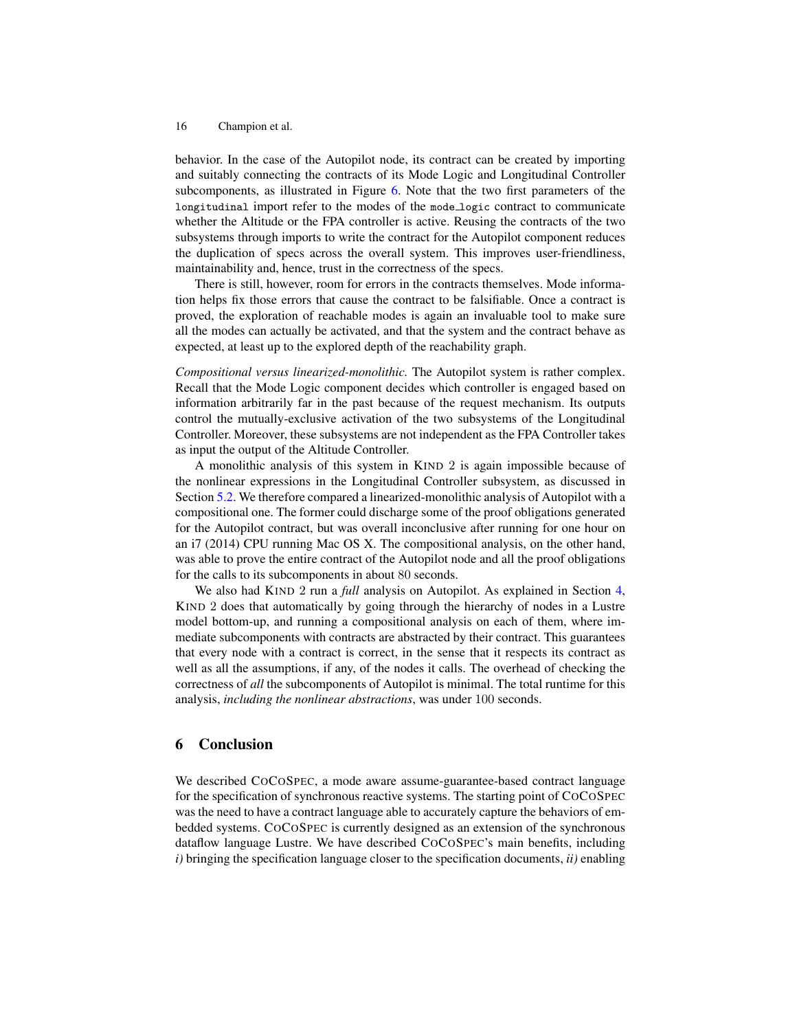behavior. In the case of the Autopilot node, its contract can be created by importing and suitably connecting the contracts of its Mode Logic and Longitudinal Controller subcomponents, as illustrated in Figure 6. Note that the two first parameters of the `longitudinal` import refer to the modes of the `mode_logic` contract to communicate whether the Altitude or the FPA controller is active. Reusing the contracts of the two subsystems through imports to write the contract for the Autopilot component reduces the duplication of specs across the overall system. This improves user-friendliness, maintainability and, hence, trust in the correctness of the specs.

There is still, however, room for errors in the contracts themselves. Mode information helps fix those errors that cause the contract to be falsifiable. Once a contract is proved, the exploration of reachable modes is again an invaluable tool to make sure all the modes can actually be activated, and that the system and the contract behave as expected, at least up to the explored depth of the reachability graph.

*Compositional versus linearized-monolithic.* The Autopilot system is rather complex. Recall that the Mode Logic component decides which controller is engaged based on information arbitrarily far in the past because of the request mechanism. Its outputs control the mutually-exclusive activation of the two subsystems of the Longitudinal Controller. Moreover, these subsystems are not independent as the FPA Controller takes as input the output of the Altitude Controller.

A monolithic analysis of this system in KIND 2 is again impossible because of the nonlinear expressions in the Longitudinal Controller subsystem, as discussed in Section 5.2. We therefore compared a linearized-monolithic analysis of Autopilot with a compositional one. The former could discharge some of the proof obligations generated for the Autopilot contract, but was overall inconclusive after running for one hour on an i7 (2014) CPU running Mac OS X. The compositional analysis, on the other hand, was able to prove the entire contract of the Autopilot node and all the proof obligations for the calls to its subcomponents in about 80 seconds.

We also had KIND 2 run a *full* analysis on Autopilot. As explained in Section 4, KIND 2 does that automatically by going through the hierarchy of nodes in a Lustre model bottom-up, and running a compositional analysis on each of them, where immediate subcomponents with contracts are abstracted by their contract. This guarantees that every node with a contract is correct, in the sense that it respects its contract as well as all the assumptions, if any, of the nodes it calls. The overhead of checking the correctness of *all* the subcomponents of Autopilot is minimal. The total runtime for this analysis, *including the nonlinear abstractions*, was under 100 seconds.

## 6 Conclusion

We described COCOSPEC, a mode aware assume-guarantee-based contract language for the specification of synchronous reactive systems. The starting point of COCOSPEC was the need to have a contract language able to accurately capture the behaviors of embedded systems. COCOSPEC is currently designed as an extension of the synchronous dataflow language Lustre. We have described COCOSPEC's main benefits, including *i)* bringing the specification language closer to the specification documents, *ii)* enabling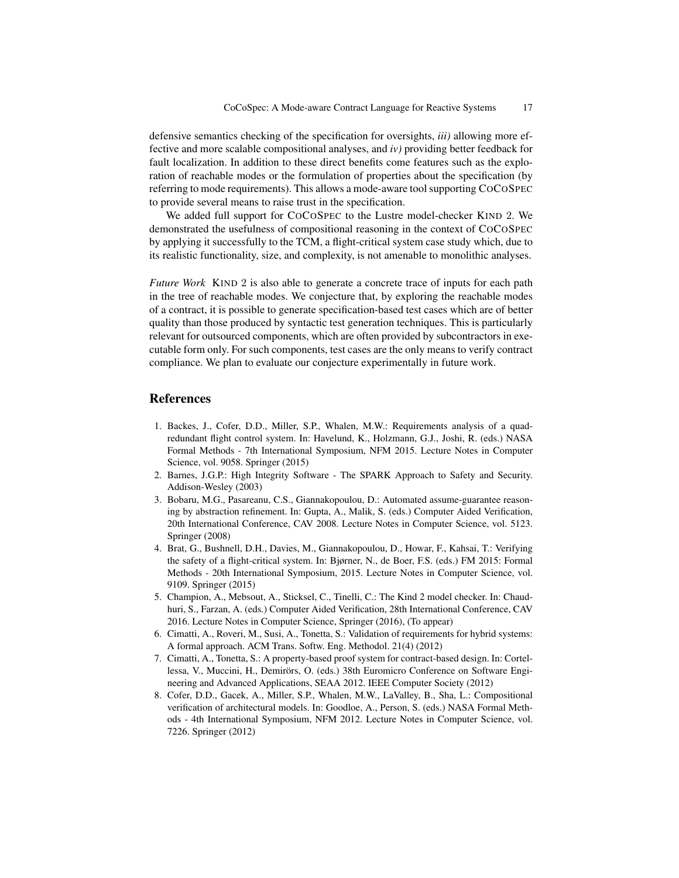defensive semantics checking of the specification for oversights, *iii)* allowing more effective and more scalable compositional analyses, and *iv)* providing better feedback for fault localization. In addition to these direct benefits come features such as the exploration of reachable modes or the formulation of properties about the specification (by referring to mode requirements). This allows a mode-aware tool supporting CoCoSpec to provide several means to raise trust in the specification.

We added full support for CoCoSpec to the Lustre model-checker Kind 2. We demonstrated the usefulness of compositional reasoning in the context of CoCoSpec by applying it successfully to the TCM, a flight-critical system case study which, due to its realistic functionality, size, and complexity, is not amenable to monolithic analyses.

*Future Work* Kind 2 is also able to generate a concrete trace of inputs for each path in the tree of reachable modes. We conjecture that, by exploring the reachable modes of a contract, it is possible to generate specification-based test cases which are of better quality than those produced by syntactic test generation techniques. This is particularly relevant for outsourced components, which are often provided by subcontractors in executable form only. For such components, test cases are the only means to verify contract compliance. We plan to evaluate our conjecture experimentally in future work.

## References

1. Backes, J., Cofer, D.D., Miller, S.P., Whalen, M.W.: Requirements analysis of a quad-redundant flight control system. In: Havelund, K., Holzmann, G.J., Joshi, R. (eds.) NASA Formal Methods - 7th International Symposium, NFM 2015. Lecture Notes in Computer Science, vol. 9058. Springer (2015)
2. Barnes, J.G.P.: High Integrity Software - The SPARK Approach to Safety and Security. Addison-Wesley (2003)
3. Bobaru, M.G., Pasareanu, C.S., Giannakopoulou, D.: Automated assume-guarantee reasoning by abstraction refinement. In: Gupta, A., Malik, S. (eds.) Computer Aided Verification, 20th International Conference, CAV 2008. Lecture Notes in Computer Science, vol. 5123. Springer (2008)
4. Brat, G., Bushnell, D.H., Davies, M., Giannakopoulou, D., Howar, F., Kahsai, T.: Verifying the safety of a flight-critical system. In: Bjørner, N., de Boer, F.S. (eds.) FM 2015: Formal Methods - 20th International Symposium, 2015. Lecture Notes in Computer Science, vol. 9109. Springer (2015)
5. Champion, A., Mebsout, A., Sticksel, C., Tinelli, C.: The Kind 2 model checker. In: Chaudhuri, S., Farzan, A. (eds.) Computer Aided Verification, 28th International Conference, CAV 2016. Lecture Notes in Computer Science, Springer (2016), (To appear)
6. Cimatti, A., Roveri, M., Susi, A., Tonetta, S.: Validation of requirements for hybrid systems: A formal approach. ACM Trans. Softw. Eng. Methodol. 21(4) (2012)
7. Cimatti, A., Tonetta, S.: A property-based proof system for contract-based design. In: Cortellessa, V., Muccini, H., Demirörs, O. (eds.) 38th Euromicro Conference on Software Engineering and Advanced Applications, SEAA 2012. IEEE Computer Society (2012)
8. Cofer, D.D., Gacek, A., Miller, S.P., Whalen, M.W., LaValley, B., Sha, L.: Compositional verification of architectural models. In: Goodloe, A., Person, S. (eds.) NASA Formal Methods - 4th International Symposium, NFM 2012. Lecture Notes in Computer Science, vol. 7226. Springer (2012)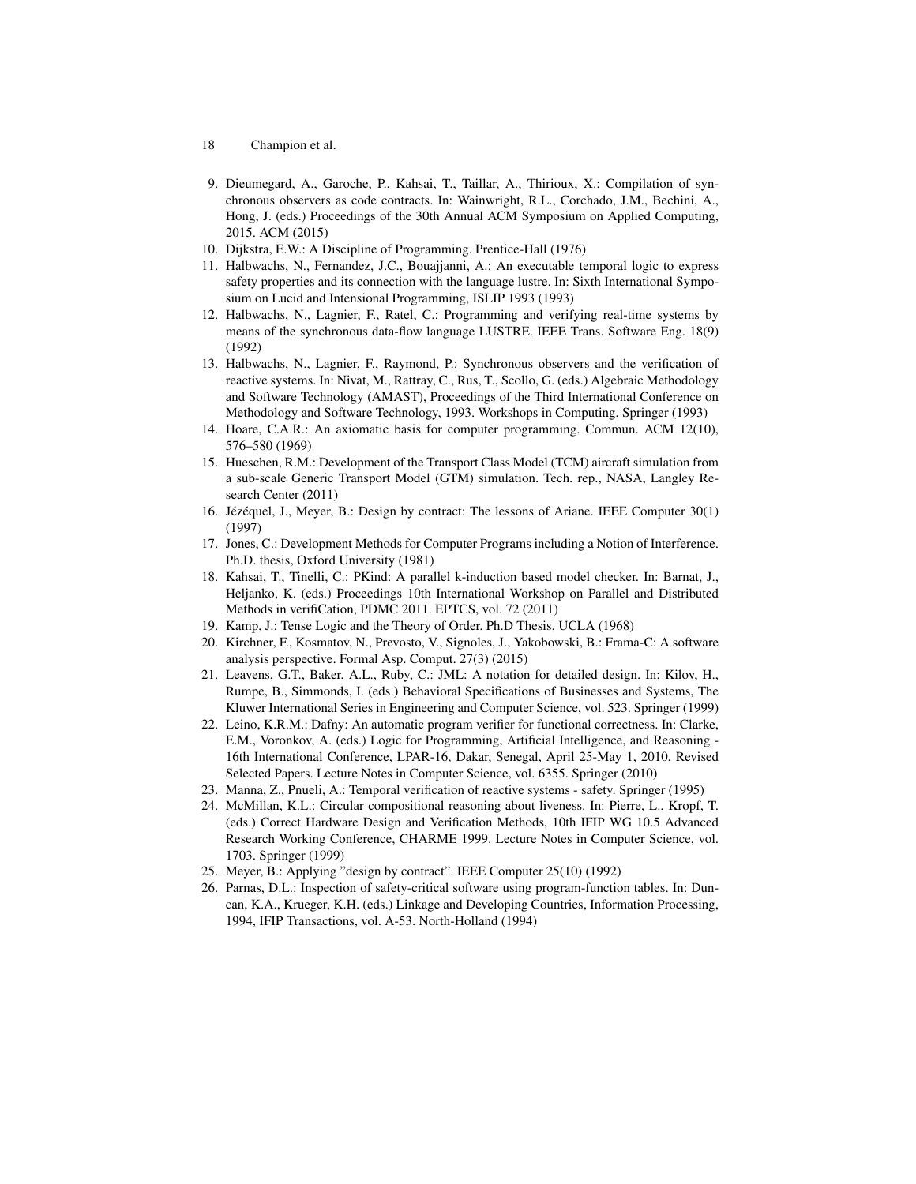9. Dieumegard, A., Garoche, P., Kahsai, T., Taillar, A., Thirioux, X.: Compilation of synchronous observers as code contracts. In: Wainwright, R.L., Corchado, J.M., Bechini, A., Hong, J. (eds.) Proceedings of the 30th Annual ACM Symposium on Applied Computing, 2015. ACM (2015)
10. Dijkstra, E.W.: A Discipline of Programming. Prentice-Hall (1976)
11. Halbwachs, N., Fernandez, J.C., Bouajjanni, A.: An executable temporal logic to express safety properties and its connection with the language lustre. In: Sixth International Symposium on Lucid and Intensional Programming, ISLIP 1993 (1993)
12. Halbwachs, N., Lagnier, F., Ratel, C.: Programming and verifying real-time systems by means of the synchronous data-flow language LUSTRE. IEEE Trans. Software Eng. 18(9) (1992)
13. Halbwachs, N., Lagnier, F., Raymond, P.: Synchronous observers and the verification of reactive systems. In: Nivat, M., Rattray, C., Rus, T., Scollo, G. (eds.) Algebraic Methodology and Software Technology (AMAST), Proceedings of the Third International Conference on Methodology and Software Technology, 1993. Workshops in Computing, Springer (1993)
14. Hoare, C.A.R.: An axiomatic basis for computer programming. Commun. ACM 12(10), 576–580 (1969)
15. Hueschen, R.M.: Development of the Transport Class Model (TCM) aircraft simulation from a sub-scale Generic Transport Model (GTM) simulation. Tech. rep., NASA, Langley Research Center (2011)
16. Jézéquel, J., Meyer, B.: Design by contract: The lessons of Ariane. IEEE Computer 30(1) (1997)
17. Jones, C.: Development Methods for Computer Programs including a Notion of Interference. Ph.D. thesis, Oxford University (1981)
18. Kahsai, T., Tinelli, C.: PKind: A parallel k-induction based model checker. In: Barnat, J., Heljanko, K. (eds.) Proceedings 10th International Workshop on Parallel and Distributed Methods in verifiCation, PDMC 2011. EPTCS, vol. 72 (2011)
19. Kamp, J.: Tense Logic and the Theory of Order. Ph.D Thesis, UCLA (1968)
20. Kirchner, F., Kosmatov, N., Prevosto, V., Signoles, J., Yakobowski, B.: Frama-C: A software analysis perspective. Formal Asp. Comput. 27(3) (2015)
21. Leavens, G.T., Baker, A.L., Ruby, C.: JML: A notation for detailed design. In: Kilov, H., Rumpe, B., Simmonds, I. (eds.) Behavioral Specifications of Businesses and Systems, The Kluwer International Series in Engineering and Computer Science, vol. 523. Springer (1999)
22. Leino, K.R.M.: Dafny: An automatic program verifier for functional correctness. In: Clarke, E.M., Voronkov, A. (eds.) Logic for Programming, Artificial Intelligence, and Reasoning - 16th International Conference, LPAR-16, Dakar, Senegal, April 25-May 1, 2010, Revised Selected Papers. Lecture Notes in Computer Science, vol. 6355. Springer (2010)
23. Manna, Z., Pnueli, A.: Temporal verification of reactive systems - safety. Springer (1995)
24. McMillan, K.L.: Circular compositional reasoning about liveness. In: Pierre, L., Kropf, T. (eds.) Correct Hardware Design and Verification Methods, 10th IFIP WG 10.5 Advanced Research Working Conference, CHARME 1999. Lecture Notes in Computer Science, vol. 1703. Springer (1999)
25. Meyer, B.: Applying "design by contract". IEEE Computer 25(10) (1992)
26. Parnas, D.L.: Inspection of safety-critical software using program-function tables. In: Duncan, K.A., Krueger, K.H. (eds.) Linkage and Developing Countries, Information Processing, 1994, IFIP Transactions, vol. A-53. North-Holland (1994)